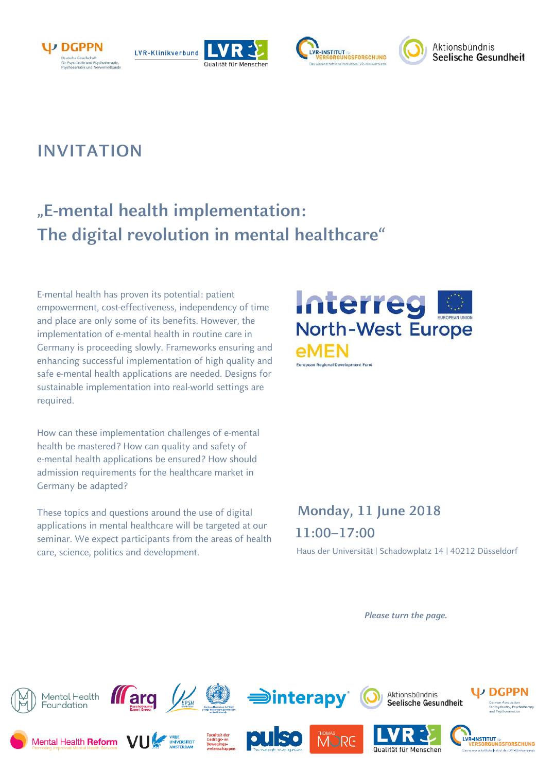# INVITATION

## „E-mental health implementation: The digital revolution in mental healthcare"

E-mental health has proven its potential: patient empowerment, cost-effectiveness, independency of time and place are only some of its benefits. However, the implementation of e-mental health in routine care in Germany is proceeding slowly. Frameworks ensuring and enhancing successful implementation of high quality and safe e-mental health applications are needed. Designs for sustainable implementation into real-world settings are required.

How can these implementation challenges of e-mental health be mastered? How can quality and safety of e-mental health applications be ensured? How should admission requirements for the healthcare market in Germany be adapted?

These topics and questions around the use of digital applications in mental healthcare will be targeted at our seminar. We expect participants from the areas of health care, science, politics and development.

Interreg North-West Europe eMEN

European Regional Development Fund

**Monday, 11 June 2018**

**11:00–17:00**

Haus der Universität | Schadowplatz 14 | 40212 Düsseldorf

*Please turn the page.*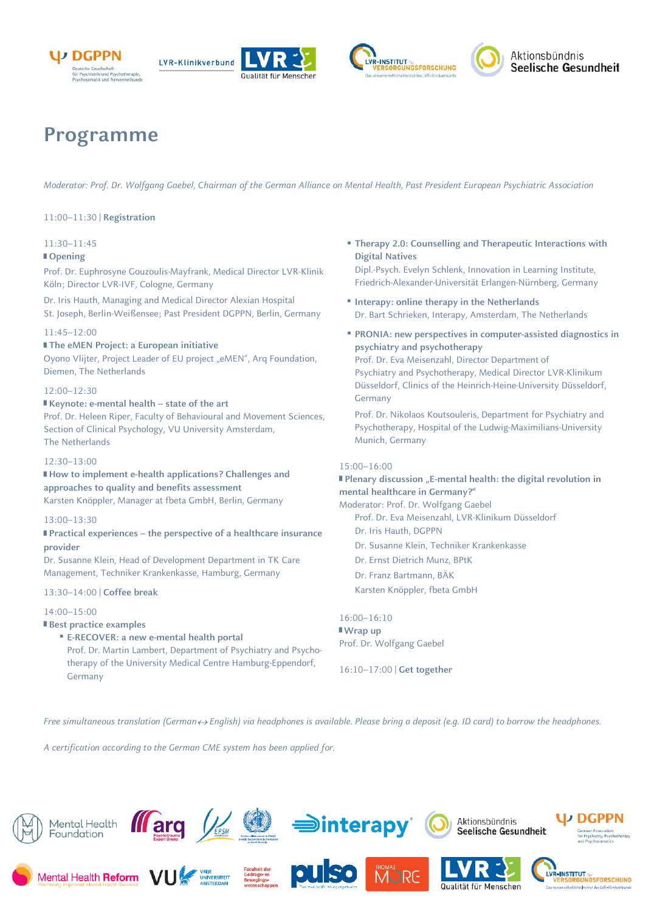# Programme

*Moderator: Prof. Dr. Wolfgang Gaebel, Chairman of the German Alliance on Mental Health, Past President European Psychiatric Association*

11:00–11:30 | **Registration**

11:30–11:45
**Opening**
Prof. Dr. Euphrosyne Gouzoulis-Mayfrank, Medical Director LVR-Klinik Köln; Director LVR-IVF, Cologne, Germany

Dr. Iris Hauth, Managing and Medical Director Alexian Hospital St. Joseph, Berlin-Weißensee; Past President DGPPN, Berlin, Germany

11:45–12:00
**The eMEN Project: a European initiative**
Oyono Vlijter, Project Leader of EU project „eMEN", Arq Foundation, Diemen, The Netherlands

12:00–12:30
**Keynote: e-mental health – state of the art**
Prof. Dr. Heleen Riper, Faculty of Behavioural and Movement Sciences, Section of Clinical Psychology, VU University Amsterdam, The Netherlands

12:30–13:00
**How to implement e-health applications? Challenges and approaches to quality and benefits assessment**
Karsten Knöppler, Manager at fbeta GmbH, Berlin, Germany

13:00–13:30
**Practical experiences – the perspective of a healthcare insurance provider**
Dr. Susanne Klein, Head of Development Department in TK Care Management, Techniker Krankenkasse, Hamburg, Germany

13:30–14:00 | **Coffee break**

14:00–15:00
**Best practice examples**

- **E-RECOVER: a new e-mental health portal**
  Prof. Dr. Martin Lambert, Department of Psychiatry and Psychotherapy of the University Medical Centre Hamburg-Eppendorf, Germany
- **Therapy 2.0: Counselling and Therapeutic Interactions with Digital Natives**
  Dipl.-Psych. Evelyn Schlenk, Innovation in Learning Institute, Friedrich-Alexander-Universität Erlangen-Nürnberg, Germany
- **Interapy: online therapy in the Netherlands**
  Dr. Bart Schrieken, Interapy, Amsterdam, The Netherlands
- **PRONIA: new perspectives in computer-assisted diagnostics in psychiatry and psychotherapy**
  Prof. Dr. Eva Meisenzahl, Director Department of Psychiatry and Psychotherapy, Medical Director LVR-Klinikum Düsseldorf, Clinics of the Heinrich-Heine-University Düsseldorf, Germany

  Prof. Dr. Nikolaos Koutsouleris, Department for Psychiatry and Psychotherapy, Hospital of the Ludwig-Maximilians-University Munich, Germany

15:00–16:00
**Plenary discussion „E-mental health: the digital revolution in mental healthcare in Germany?"**
Moderator: Prof. Dr. Wolfgang Gaebel
Prof. Dr. Eva Meisenzahl, LVR-Klinikum Düsseldorf
Dr. Iris Hauth, DGPPN
Dr. Susanne Klein, Techniker Krankenkasse
Dr. Ernst Dietrich Munz, BPtK
Dr. Franz Bartmann, BÄK
Karsten Knöppler, fbeta GmbH

16:00–16:10
**Wrap up**
Prof. Dr. Wolfgang Gaebel

16:10–17:00 | **Get together**

*Free simultaneous translation (German↔English) via headphones is available. Please bring a deposit (e.g. ID card) to borrow the headphones.*

*A certification according to the German CME system has been applied for.*